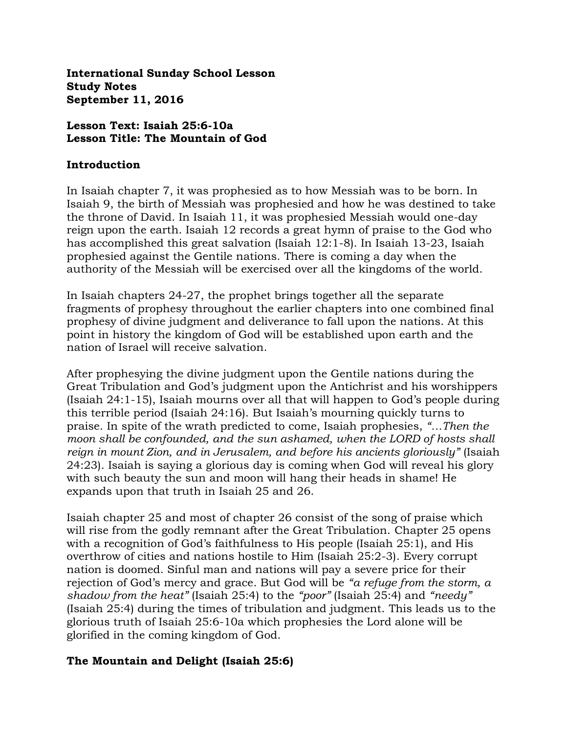**International Sunday School Lesson**
**Study Notes**
**September 11, 2016**

**Lesson Text: Isaiah 25:6-10a**
**Lesson Title: The Mountain of God**

## Introduction

In Isaiah chapter 7, it was prophesied as to how Messiah was to be born. In Isaiah 9, the birth of Messiah was prophesied and how he was destined to take the throne of David. In Isaiah 11, it was prophesied Messiah would one-day reign upon the earth. Isaiah 12 records a great hymn of praise to the God who has accomplished this great salvation (Isaiah 12:1-8). In Isaiah 13-23, Isaiah prophesied against the Gentile nations. There is coming a day when the authority of the Messiah will be exercised over all the kingdoms of the world.

In Isaiah chapters 24-27, the prophet brings together all the separate fragments of prophesy throughout the earlier chapters into one combined final prophesy of divine judgment and deliverance to fall upon the nations. At this point in history the kingdom of God will be established upon earth and the nation of Israel will receive salvation.

After prophesying the divine judgment upon the Gentile nations during the Great Tribulation and God's judgment upon the Antichrist and his worshippers (Isaiah 24:1-15), Isaiah mourns over all that will happen to God's people during this terrible period (Isaiah 24:16). But Isaiah's mourning quickly turns to praise. In spite of the wrath predicted to come, Isaiah prophesies, *"…Then the moon shall be confounded, and the sun ashamed, when the LORD of hosts shall reign in mount Zion, and in Jerusalem, and before his ancients gloriously"* (Isaiah 24:23). Isaiah is saying a glorious day is coming when God will reveal his glory with such beauty the sun and moon will hang their heads in shame! He expands upon that truth in Isaiah 25 and 26.

Isaiah chapter 25 and most of chapter 26 consist of the song of praise which will rise from the godly remnant after the Great Tribulation. Chapter 25 opens with a recognition of God's faithfulness to His people (Isaiah 25:1), and His overthrow of cities and nations hostile to Him (Isaiah 25:2-3). Every corrupt nation is doomed. Sinful man and nations will pay a severe price for their rejection of God's mercy and grace. But God will be *"a refuge from the storm, a shadow from the heat"* (Isaiah 25:4) to the *"poor"* (Isaiah 25:4) and *"needy"* (Isaiah 25:4) during the times of tribulation and judgment. This leads us to the glorious truth of Isaiah 25:6-10a which prophesies the Lord alone will be glorified in the coming kingdom of God.

## The Mountain and Delight (Isaiah 25:6)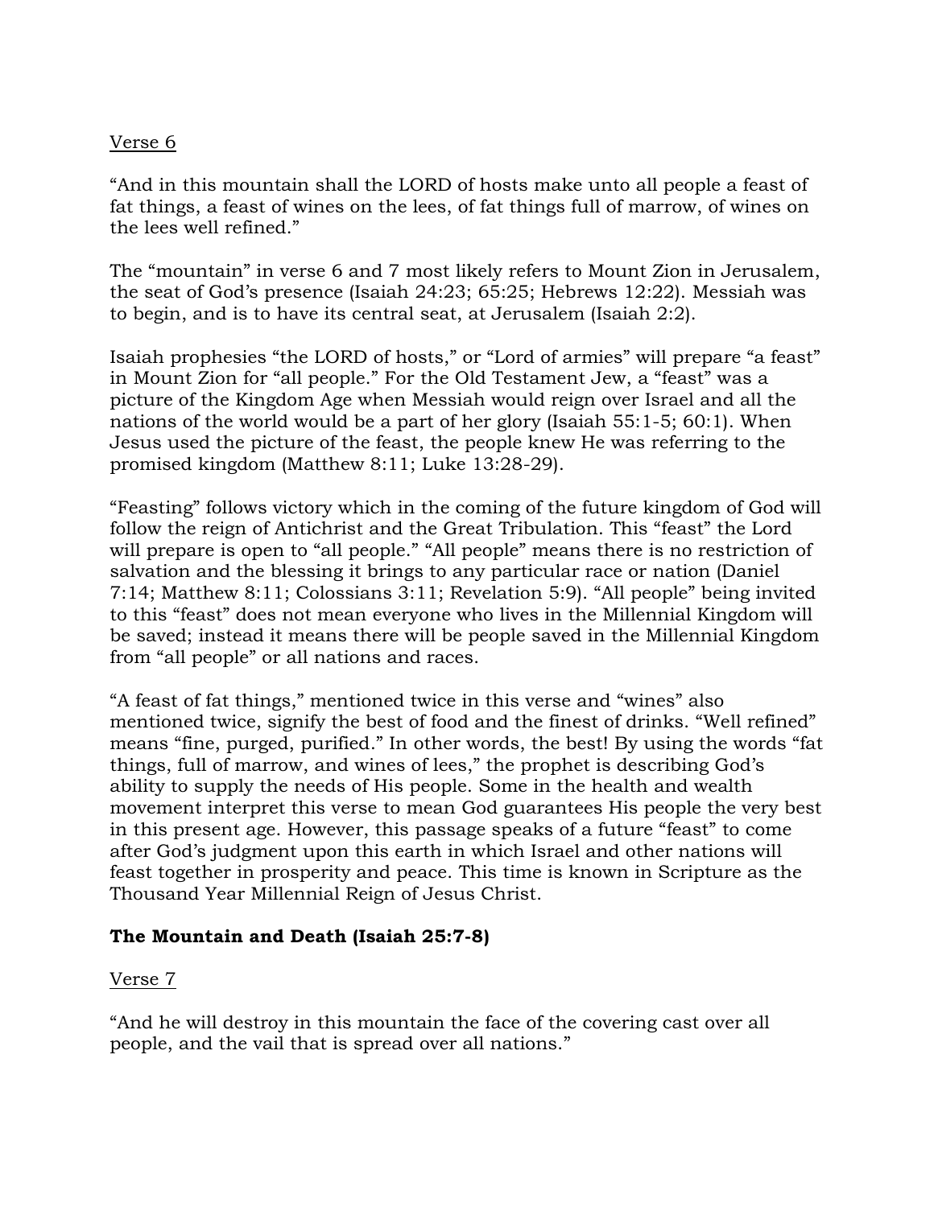<u>Verse 6</u>

"And in this mountain shall the LORD of hosts make unto all people a feast of fat things, a feast of wines on the lees, of fat things full of marrow, of wines on the lees well refined."

The "mountain" in verse 6 and 7 most likely refers to Mount Zion in Jerusalem, the seat of God's presence (Isaiah 24:23; 65:25; Hebrews 12:22). Messiah was to begin, and is to have its central seat, at Jerusalem (Isaiah 2:2).

Isaiah prophesies "the LORD of hosts," or "Lord of armies" will prepare "a feast" in Mount Zion for "all people." For the Old Testament Jew, a "feast" was a picture of the Kingdom Age when Messiah would reign over Israel and all the nations of the world would be a part of her glory (Isaiah 55:1-5; 60:1). When Jesus used the picture of the feast, the people knew He was referring to the promised kingdom (Matthew 8:11; Luke 13:28-29).

"Feasting" follows victory which in the coming of the future kingdom of God will follow the reign of Antichrist and the Great Tribulation. This "feast" the Lord will prepare is open to "all people." "All people" means there is no restriction of salvation and the blessing it brings to any particular race or nation (Daniel 7:14; Matthew 8:11; Colossians 3:11; Revelation 5:9). "All people" being invited to this "feast" does not mean everyone who lives in the Millennial Kingdom will be saved; instead it means there will be people saved in the Millennial Kingdom from "all people" or all nations and races.

"A feast of fat things," mentioned twice in this verse and "wines" also mentioned twice, signify the best of food and the finest of drinks. "Well refined" means "fine, purged, purified." In other words, the best! By using the words "fat things, full of marrow, and wines of lees," the prophet is describing God's ability to supply the needs of His people. Some in the health and wealth movement interpret this verse to mean God guarantees His people the very best in this present age. However, this passage speaks of a future "feast" to come after God's judgment upon this earth in which Israel and other nations will feast together in prosperity and peace. This time is known in Scripture as the Thousand Year Millennial Reign of Jesus Christ.

**The Mountain and Death (Isaiah 25:7-8)**

<u>Verse 7</u>

"And he will destroy in this mountain the face of the covering cast over all people, and the vail that is spread over all nations."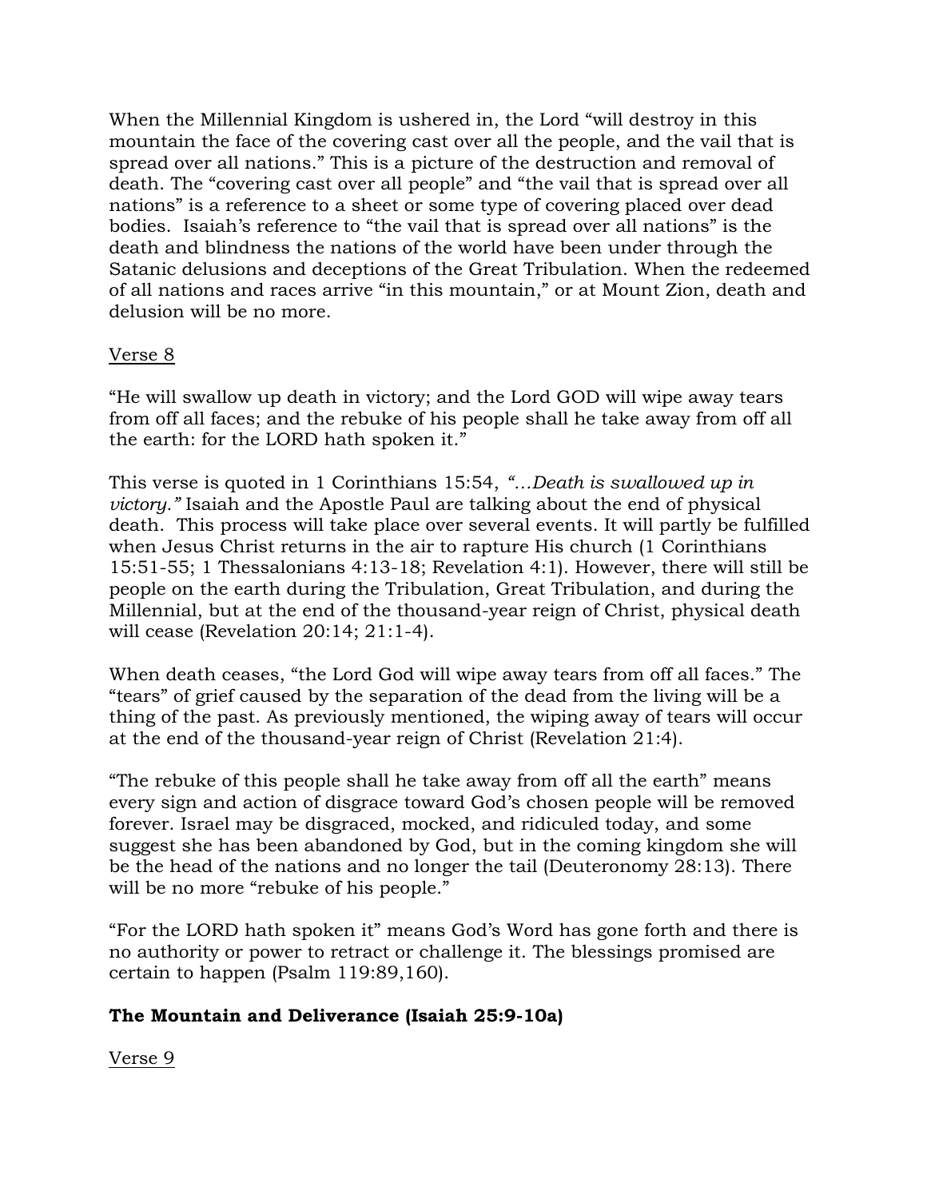When the Millennial Kingdom is ushered in, the Lord "will destroy in this mountain the face of the covering cast over all the people, and the vail that is spread over all nations." This is a picture of the destruction and removal of death. The "covering cast over all people" and "the vail that is spread over all nations" is a reference to a sheet or some type of covering placed over dead bodies. Isaiah's reference to "the vail that is spread over all nations" is the death and blindness the nations of the world have been under through the Satanic delusions and deceptions of the Great Tribulation. When the redeemed of all nations and races arrive "in this mountain," or at Mount Zion, death and delusion will be no more.

<u>Verse 8</u>

"He will swallow up death in victory; and the Lord GOD will wipe away tears from off all faces; and the rebuke of his people shall he take away from off all the earth: for the LORD hath spoken it."

This verse is quoted in 1 Corinthians 15:54, *"…Death is swallowed up in victory."* Isaiah and the Apostle Paul are talking about the end of physical death. This process will take place over several events. It will partly be fulfilled when Jesus Christ returns in the air to rapture His church (1 Corinthians 15:51-55; 1 Thessalonians 4:13-18; Revelation 4:1). However, there will still be people on the earth during the Tribulation, Great Tribulation, and during the Millennial, but at the end of the thousand-year reign of Christ, physical death will cease (Revelation 20:14; 21:1-4).

When death ceases, "the Lord God will wipe away tears from off all faces." The "tears" of grief caused by the separation of the dead from the living will be a thing of the past. As previously mentioned, the wiping away of tears will occur at the end of the thousand-year reign of Christ (Revelation 21:4).

"The rebuke of this people shall he take away from off all the earth" means every sign and action of disgrace toward God's chosen people will be removed forever. Israel may be disgraced, mocked, and ridiculed today, and some suggest she has been abandoned by God, but in the coming kingdom she will be the head of the nations and no longer the tail (Deuteronomy 28:13). There will be no more "rebuke of his people."

"For the LORD hath spoken it" means God's Word has gone forth and there is no authority or power to retract or challenge it. The blessings promised are certain to happen (Psalm 119:89,160).

**The Mountain and Deliverance (Isaiah 25:9-10a)**

<u>Verse 9</u>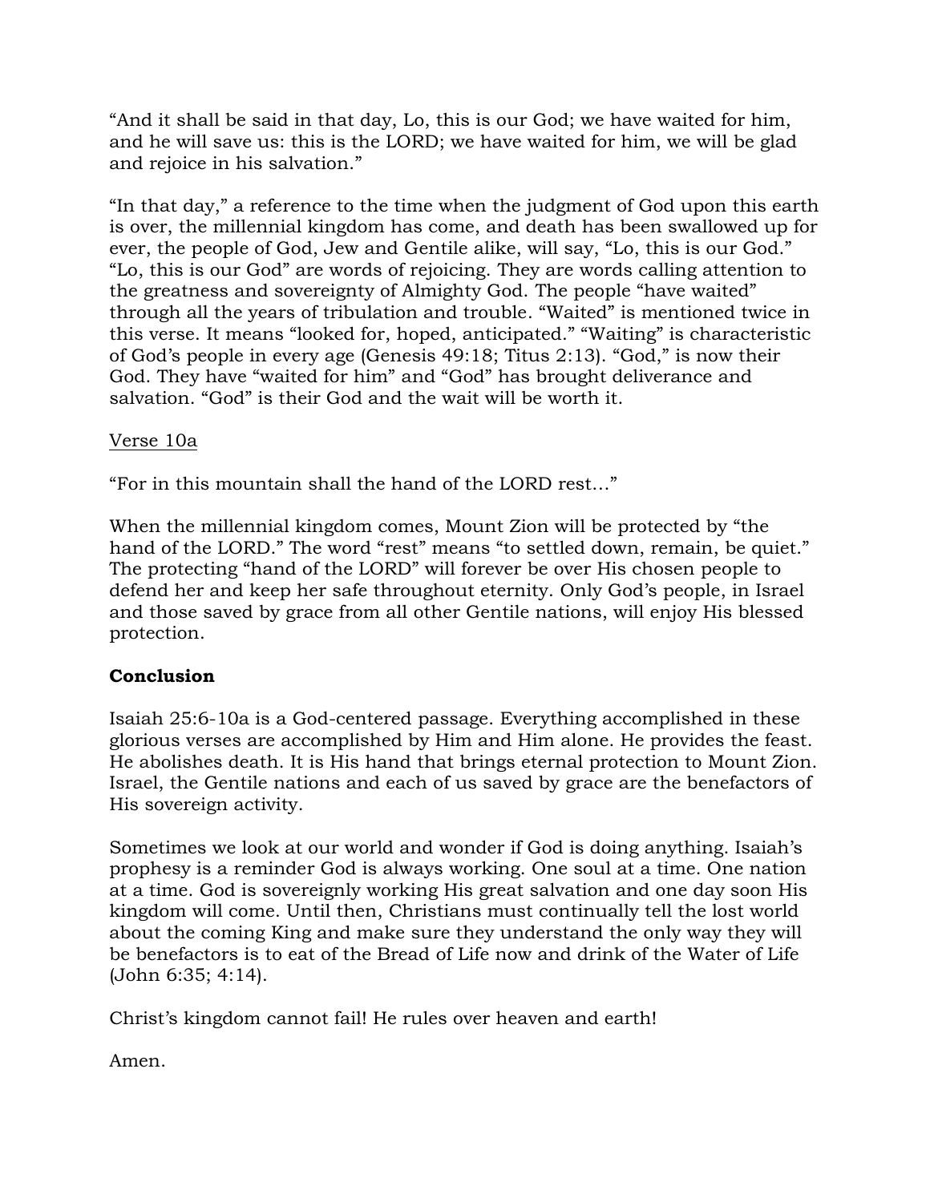"And it shall be said in that day, Lo, this is our God; we have waited for him, and he will save us: this is the LORD; we have waited for him, we will be glad and rejoice in his salvation."

"In that day," a reference to the time when the judgment of God upon this earth is over, the millennial kingdom has come, and death has been swallowed up for ever, the people of God, Jew and Gentile alike, will say, "Lo, this is our God." "Lo, this is our God" are words of rejoicing. They are words calling attention to the greatness and sovereignty of Almighty God. The people "have waited" through all the years of tribulation and trouble. "Waited" is mentioned twice in this verse. It means "looked for, hoped, anticipated." "Waiting" is characteristic of God's people in every age (Genesis 49:18; Titus 2:13). "God," is now their God. They have "waited for him" and "God" has brought deliverance and salvation. "God" is their God and the wait will be worth it.

<u>Verse 10a</u>

"For in this mountain shall the hand of the LORD rest…"

When the millennial kingdom comes, Mount Zion will be protected by "the hand of the LORD." The word "rest" means "to settled down, remain, be quiet." The protecting "hand of the LORD" will forever be over His chosen people to defend her and keep her safe throughout eternity. Only God's people, in Israel and those saved by grace from all other Gentile nations, will enjoy His blessed protection.

**Conclusion**

Isaiah 25:6-10a is a God-centered passage. Everything accomplished in these glorious verses are accomplished by Him and Him alone. He provides the feast. He abolishes death. It is His hand that brings eternal protection to Mount Zion. Israel, the Gentile nations and each of us saved by grace are the benefactors of His sovereign activity.

Sometimes we look at our world and wonder if God is doing anything. Isaiah's prophesy is a reminder God is always working. One soul at a time. One nation at a time. God is sovereignly working His great salvation and one day soon His kingdom will come. Until then, Christians must continually tell the lost world about the coming King and make sure they understand the only way they will be benefactors is to eat of the Bread of Life now and drink of the Water of Life (John 6:35; 4:14).

Christ's kingdom cannot fail! He rules over heaven and earth!

Amen.